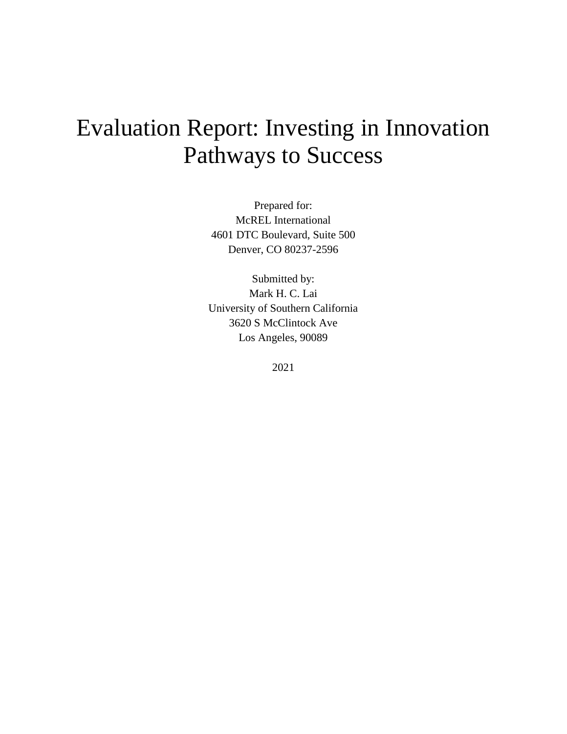# Evaluation Report: Investing in Innovation Pathways to Success

Prepared for:
McREL International
4601 DTC Boulevard, Suite 500
Denver, CO 80237-2596

Submitted by:
Mark H. C. Lai
University of Southern California
3620 S McClintock Ave
Los Angeles, 90089

2021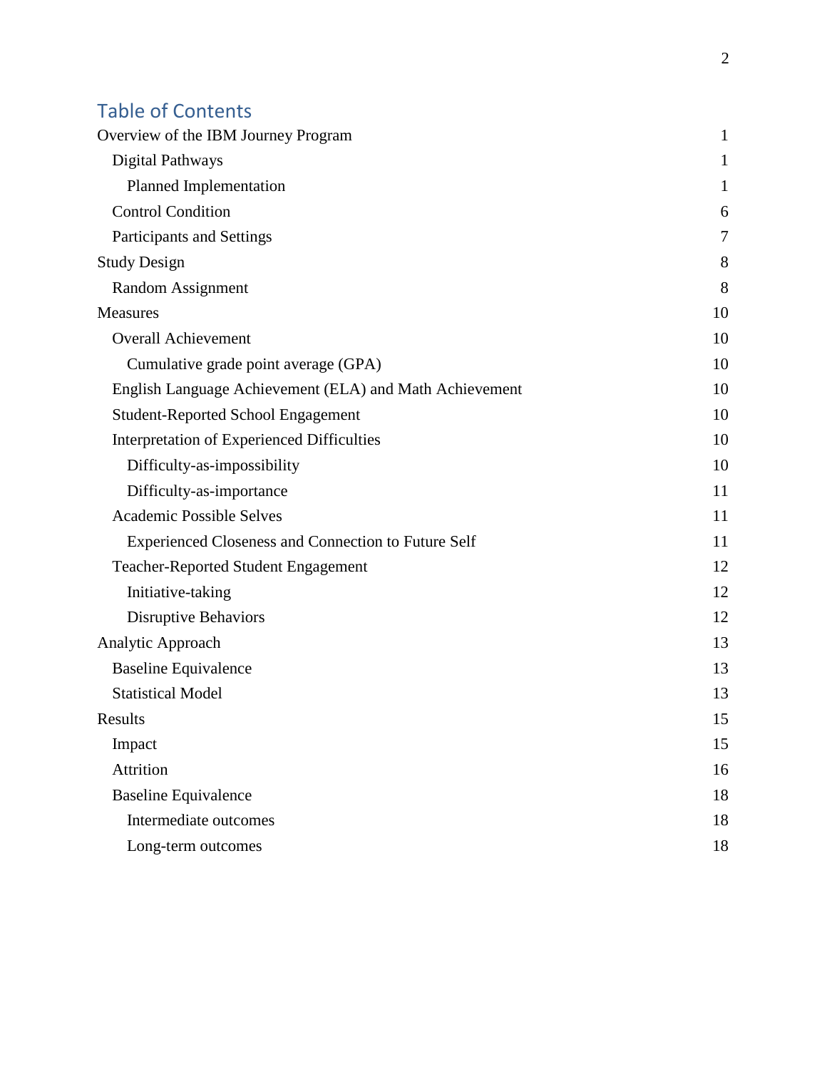## Table of Contents

Overview of the IBM Journey Program 1

- Digital Pathways 1
  - Planned Implementation 1
- Control Condition 6
- Participants and Settings 7

Study Design 8

- Random Assignment 8

Measures 10

- Overall Achievement 10
  - Cumulative grade point average (GPA) 10
- English Language Achievement (ELA) and Math Achievement 10
- Student-Reported School Engagement 10
- Interpretation of Experienced Difficulties 10
  - Difficulty-as-impossibility 10
  - Difficulty-as-importance 11
- Academic Possible Selves 11
  - Experienced Closeness and Connection to Future Self 11
- Teacher-Reported Student Engagement 12
  - Initiative-taking 12
  - Disruptive Behaviors 12

Analytic Approach 13

- Baseline Equivalence 13
- Statistical Model 13

Results 15

- Impact 15
- Attrition 16
- Baseline Equivalence 18
  - Intermediate outcomes 18
  - Long-term outcomes 18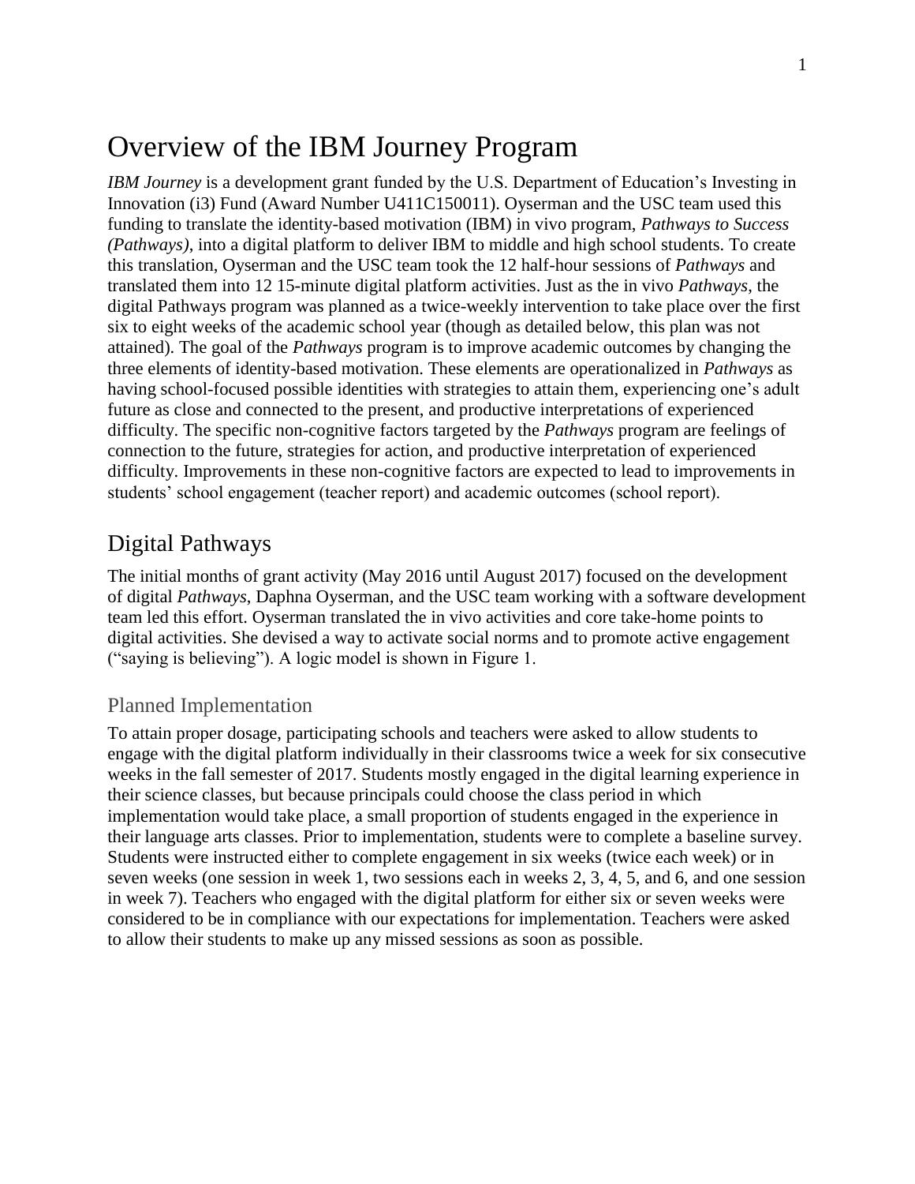# Overview of the IBM Journey Program

*IBM Journey* is a development grant funded by the U.S. Department of Education's Investing in Innovation (i3) Fund (Award Number U411C150011). Oyserman and the USC team used this funding to translate the identity-based motivation (IBM) in vivo program, *Pathways to Success (Pathways)*, into a digital platform to deliver IBM to middle and high school students. To create this translation, Oyserman and the USC team took the 12 half-hour sessions of *Pathways* and translated them into 12 15-minute digital platform activities. Just as the in vivo *Pathways*, the digital Pathways program was planned as a twice-weekly intervention to take place over the first six to eight weeks of the academic school year (though as detailed below, this plan was not attained). The goal of the *Pathways* program is to improve academic outcomes by changing the three elements of identity-based motivation. These elements are operationalized in *Pathways* as having school-focused possible identities with strategies to attain them, experiencing one's adult future as close and connected to the present, and productive interpretations of experienced difficulty. The specific non-cognitive factors targeted by the *Pathways* program are feelings of connection to the future, strategies for action, and productive interpretation of experienced difficulty. Improvements in these non-cognitive factors are expected to lead to improvements in students' school engagement (teacher report) and academic outcomes (school report).

## Digital Pathways

The initial months of grant activity (May 2016 until August 2017) focused on the development of digital *Pathways*, Daphna Oyserman, and the USC team working with a software development team led this effort. Oyserman translated the in vivo activities and core take-home points to digital activities. She devised a way to activate social norms and to promote active engagement ("saying is believing"). A logic model is shown in Figure 1.

### Planned Implementation

To attain proper dosage, participating schools and teachers were asked to allow students to engage with the digital platform individually in their classrooms twice a week for six consecutive weeks in the fall semester of 2017. Students mostly engaged in the digital learning experience in their science classes, but because principals could choose the class period in which implementation would take place, a small proportion of students engaged in the experience in their language arts classes. Prior to implementation, students were to complete a baseline survey. Students were instructed either to complete engagement in six weeks (twice each week) or in seven weeks (one session in week 1, two sessions each in weeks 2, 3, 4, 5, and 6, and one session in week 7). Teachers who engaged with the digital platform for either six or seven weeks were considered to be in compliance with our expectations for implementation. Teachers were asked to allow their students to make up any missed sessions as soon as possible.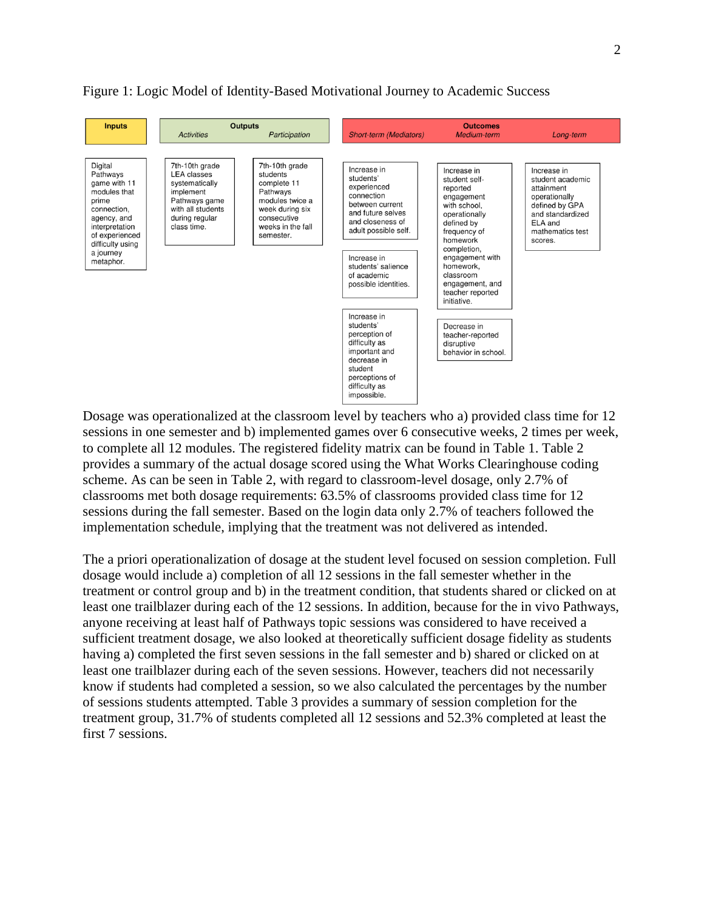Figure 1: Logic Model of Identity-Based Motivational Journey to Academic Success

| Inputs | Outputs | | Outcomes | | |
|---|---|---|---|---|---|
| | Activities | Participation | Short-term (Mediators) | Medium-term | Long-term |
| Digital Pathways game with 11 modules that prime connection, agency, and interpretation of experienced difficulty using a journey metaphor. | 7th-10th grade LEA classes systematically implement Pathways game with all students during regular class time. | 7th-10th grade students complete 11 Pathways modules twice a week during six consecutive weeks in the fall semester. | Increase in students' experienced connection between current and future selves and closeness of adult possible self. | Increase in student self-reported engagement with school, operationally defined by frequency of homework completion, engagement with homework, classroom engagement, and teacher reported initiative. | Increase in student academic attainment operationally defined by GPA and standardized ELA and mathematics test scores. |
| | | | Increase in students' salience of academic possible identities. | Decrease in teacher-reported disruptive behavior in school. | |
| | | | Increase in students' perception of difficulty as important and decrease in student perceptions of difficulty as impossible. | | |

Dosage was operationalized at the classroom level by teachers who a) provided class time for 12 sessions in one semester and b) implemented games over 6 consecutive weeks, 2 times per week, to complete all 12 modules. The registered fidelity matrix can be found in Table 1. Table 2 provides a summary of the actual dosage scored using the What Works Clearinghouse coding scheme. As can be seen in Table 2, with regard to classroom-level dosage, only 2.7% of classrooms met both dosage requirements: 63.5% of classrooms provided class time for 12 sessions during the fall semester. Based on the login data only 2.7% of teachers followed the implementation schedule, implying that the treatment was not delivered as intended.

The a priori operationalization of dosage at the student level focused on session completion. Full dosage would include a) completion of all 12 sessions in the fall semester whether in the treatment or control group and b) in the treatment condition, that students shared or clicked on at least one trailblazer during each of the 12 sessions. In addition, because for the in vivo Pathways, anyone receiving at least half of Pathways topic sessions was considered to have received a sufficient treatment dosage, we also looked at theoretically sufficient dosage fidelity as students having a) completed the first seven sessions in the fall semester and b) shared or clicked on at least one trailblazer during each of the seven sessions. However, teachers did not necessarily know if students had completed a session, so we also calculated the percentages by the number of sessions students attempted. Table 3 provides a summary of session completion for the treatment group, 31.7% of students completed all 12 sessions and 52.3% completed at least the first 7 sessions.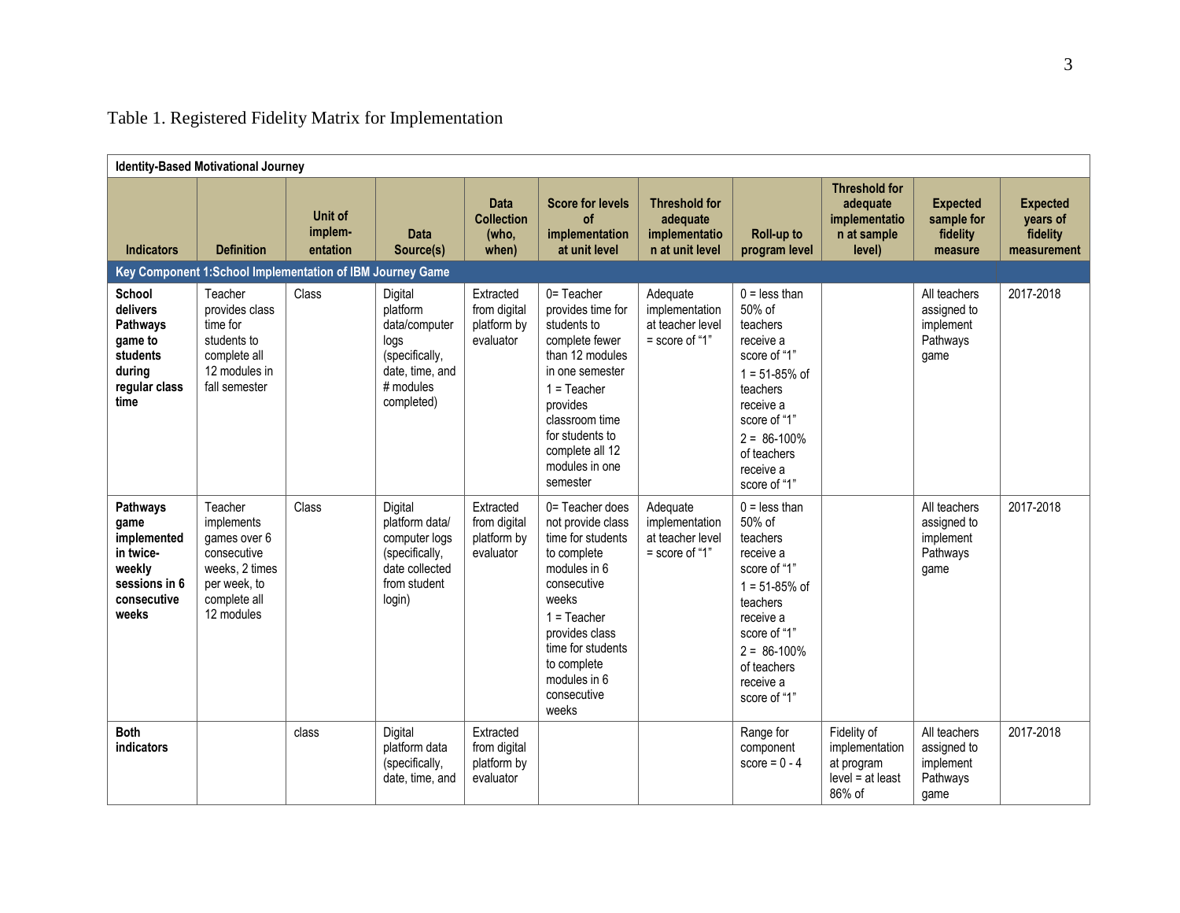Table 1. Registered Fidelity Matrix for Implementation

| Identity-Based Motivational Journey | | | | | | | | | | |
|---|---|---|---|---|---|---|---|---|---|---|
| **Indicators** | **Definition** | **Unit of implem-entation** | **Data Source(s)** | **Data Collection (who, when)** | **Score for levels of implementation at unit level** | **Threshold for adequate implementation at unit level** | **Roll-up to program level** | **Threshold for adequate implementation at sample level)** | **Expected sample for fidelity measure** | **Expected years of fidelity measurement** |
| **Key Component 1:School Implementation of IBM Journey Game** | | | | | | | | | | |
| **School delivers Pathways game to students during regular class time** | Teacher provides class time for students to complete all 12 modules in fall semester | Class | Digital platform data/computer logs (specifically, date, time, and # modules completed) | Extracted from digital platform by evaluator | 0= Teacher provides time for students to complete fewer than 12 modules in one semester<br>1 = Teacher provides classroom time for students to complete all 12 modules in one semester | Adequate implementation at teacher level = score of "1" | 0 = less than 50% of teachers receive a score of "1"<br>1 = 51-85% of teachers receive a score of "1"<br>2 = 86-100% of teachers receive a score of "1" | | All teachers assigned to implement Pathways game | 2017-2018 |
| **Pathways game implemented in twice-weekly sessions in 6 consecutive weeks** | Teacher implements games over 6 consecutive weeks, 2 times per week, to complete all 12 modules | Class | Digital platform data/ computer logs (specifically, date collected from student login) | Extracted from digital platform by evaluator | 0= Teacher does not provide class time for students to complete modules in 6 consecutive weeks<br>1 = Teacher provides class time for students to complete modules in 6 consecutive weeks | Adequate implementation at teacher level = score of "1" | 0 = less than 50% of teachers receive a score of "1"<br>1 = 51-85% of teachers receive a score of "1"<br>2 = 86-100% of teachers receive a score of "1" | | All teachers assigned to implement Pathways game | 2017-2018 |
| **Both indicators** | | class | Digital platform data (specifically, date, time, and | Extracted from digital platform by evaluator | | | Range for component score = 0 - 4 | Fidelity of implementation at program level = at least 86% of | All teachers assigned to implement Pathways game | 2017-2018 |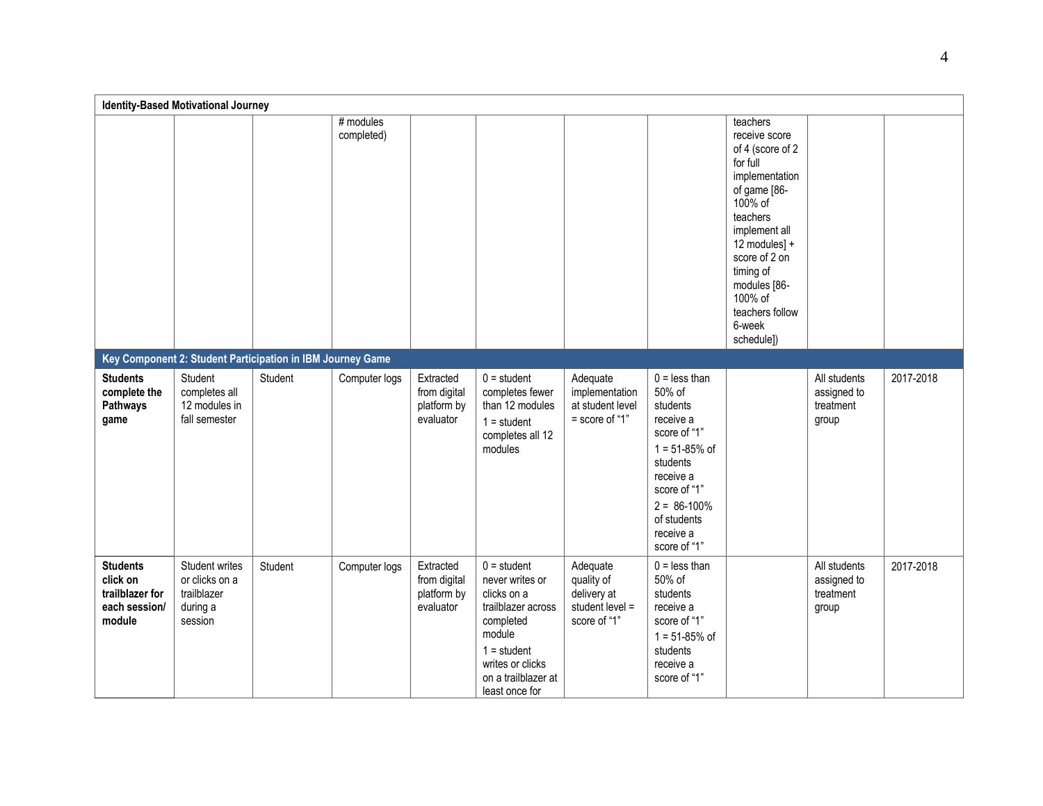| Identity-Based Motivational Journey | | | | | | | | | | |
|---|---|---|---|---|---|---|---|---|---|---|
| | | | # modules completed) | | | | | teachers receive score of 4 (score of 2 for full implementation of game [86-100% of teachers implement all 12 modules] + score of 2 on timing of modules [86-100% of teachers follow 6-week schedule]) | | |
| **Key Component 2: Student Participation in IBM Journey Game** | | | | | | | | | | |
| **Students complete the Pathways game** | Student completes all 12 modules in fall semester | Student | Computer logs | Extracted from digital platform by evaluator | 0 = student completes fewer than 12 modules<br>1 = student completes all 12 modules | Adequate implementation at student level = score of "1" | 0 = less than 50% of students receive a score of "1"<br>1 = 51-85% of students receive a score of "1"<br>2 = 86-100% of students receive a score of "1" | | All students assigned to treatment group | 2017-2018 |
| **Students click on trailblazer for each session/ module** | Student writes or clicks on a trailblazer during a session | Student | Computer logs | Extracted from digital platform by evaluator | 0 = student never writes or clicks on a trailblazer across completed module<br>1 = student writes or clicks on a trailblazer at least once for | Adequate quality of delivery at student level = score of "1" | 0 = less than 50% of students receive a score of "1"<br>1 = 51-85% of students receive a score of "1" | | All students assigned to treatment group | 2017-2018 |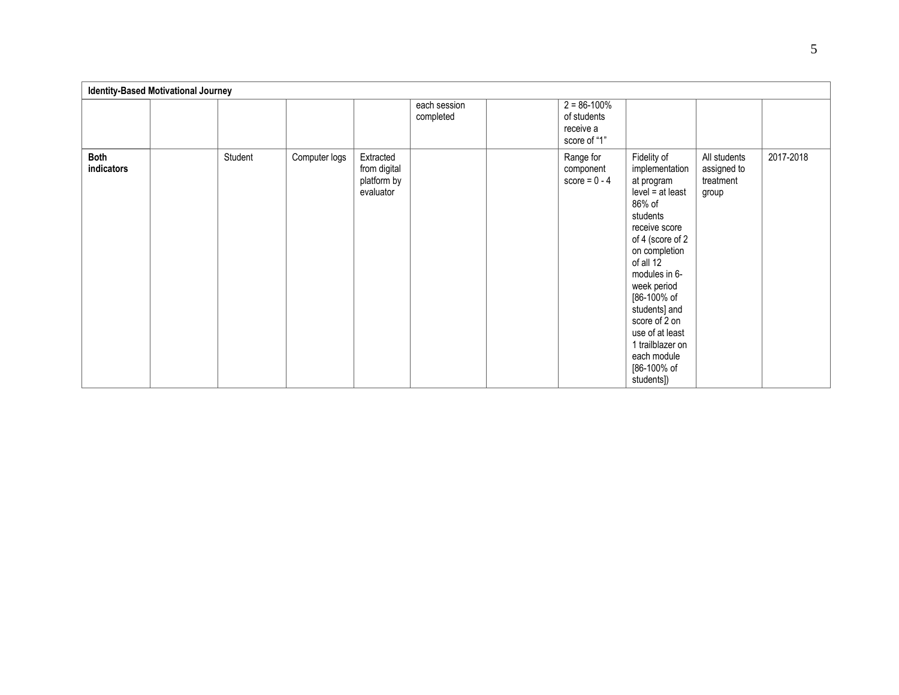| Identity-Based Motivational Journey | | | | | | | | | | |
|---|---|---|---|---|---|---|---|---|---|---|
| | | | | | each session completed | | 2 = 86-100% of students receive a score of "1" | | | |
| **Both indicators** | | Student | Computer logs | Extracted from digital platform by evaluator | | | Range for component score = 0 - 4 | Fidelity of implementation at program level = at least 86% of students receive score of 4 (score of 2 on completion of all 12 modules in 6-week period [86-100% of students] and score of 2 on use of at least 1 trailblazer on each module [86-100% of students]) | All students assigned to treatment group | 2017-2018 |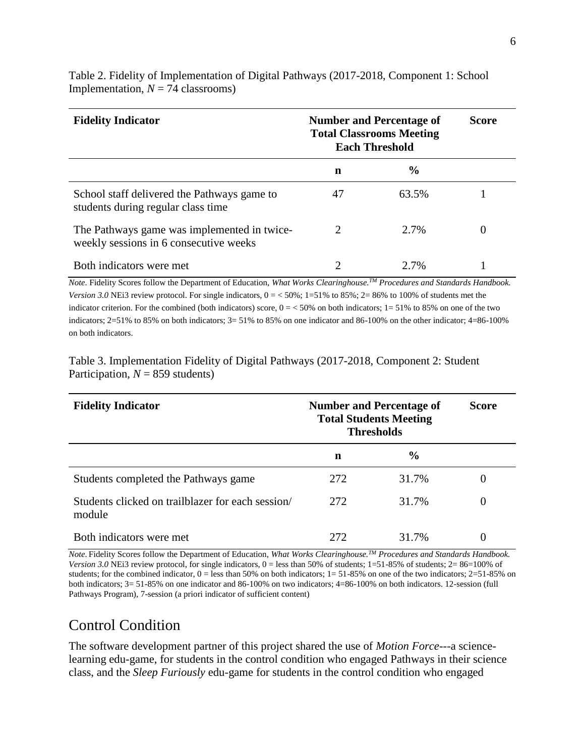Table 2. Fidelity of Implementation of Digital Pathways (2017-2018, Component 1: School Implementation, *N* = 74 classrooms)

| **Fidelity Indicator** | **Number and Percentage of Total Classrooms Meeting Each Threshold** | | **Score** |
|---|---|---|---|
| | **n** | **%** | |
| School staff delivered the Pathways game to students during regular class time | 47 | 63.5% | 1 |
| The Pathways game was implemented in twice-weekly sessions in 6 consecutive weeks | 2 | 2.7% | 0 |
| Both indicators were met | 2 | 2.7% | 1 |

*Note*. Fidelity Scores follow the Department of Education, *What Works Clearinghouse.TM Procedures and Standards Handbook. Version 3.0* NEi3 review protocol. For single indicators, 0 = < 50%; 1=51% to 85%; 2= 86% to 100% of students met the indicator criterion. For the combined (both indicators) score, 0 = < 50% on both indicators; 1= 51% to 85% on one of the two indicators; 2=51% to 85% on both indicators; 3= 51% to 85% on one indicator and 86-100% on the other indicator; 4=86-100% on both indicators.

Table 3. Implementation Fidelity of Digital Pathways (2017-2018, Component 2: Student Participation, *N* = 859 students)

| **Fidelity Indicator** | **Number and Percentage of Total Students Meeting Thresholds** | | **Score** |
|---|---|---|---|
| | **n** | **%** | |
| Students completed the Pathways game | 272 | 31.7% | 0 |
| Students clicked on trailblazer for each session/ module | 272 | 31.7% | 0 |
| Both indicators were met | 272 | 31.7% | 0 |

*Note*. Fidelity Scores follow the Department of Education, *What Works Clearinghouse.TM Procedures and Standards Handbook. Version 3.0* NEi3 review protocol, for single indicators, 0 = less than 50% of students; 1=51-85% of students; 2= 86=100% of students; for the combined indicator, 0 = less than 50% on both indicators; 1= 51-85% on one of the two indicators; 2=51-85% on both indicators; 3= 51-85% on one indicator and 86-100% on two indicators; 4=86-100% on both indicators. 12-session (full Pathways Program), 7-session (a priori indicator of sufficient content)

## Control Condition

The software development partner of this project shared the use of *Motion Force*---a science-learning edu-game, for students in the control condition who engaged Pathways in their science class, and the *Sleep Furiously* edu-game for students in the control condition who engaged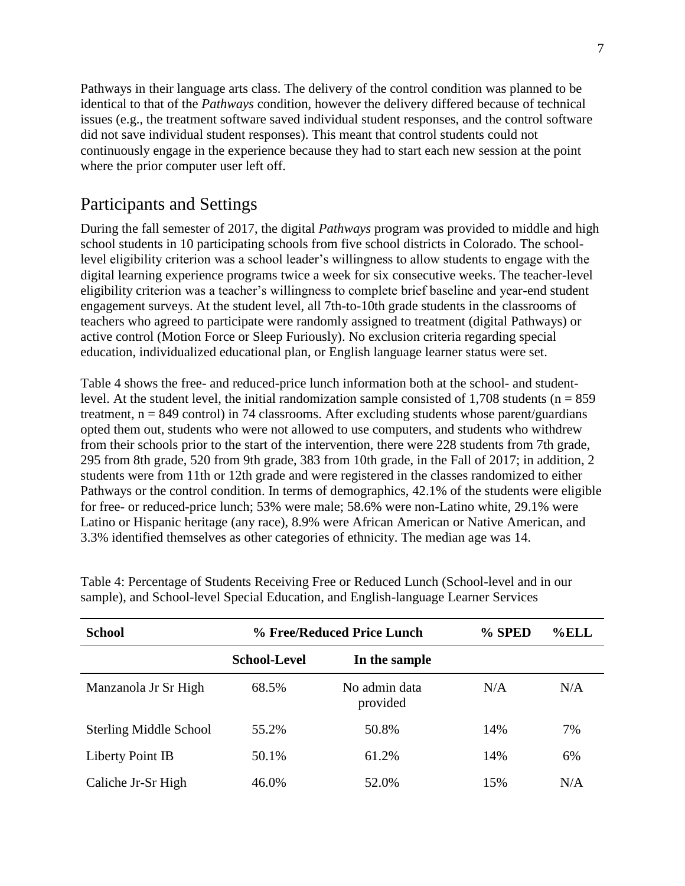Pathways in their language arts class. The delivery of the control condition was planned to be identical to that of the *Pathways* condition, however the delivery differed because of technical issues (e.g., the treatment software saved individual student responses, and the control software did not save individual student responses). This meant that control students could not continuously engage in the experience because they had to start each new session at the point where the prior computer user left off.

## Participants and Settings

During the fall semester of 2017, the digital *Pathways* program was provided to middle and high school students in 10 participating schools from five school districts in Colorado. The school-level eligibility criterion was a school leader's willingness to allow students to engage with the digital learning experience programs twice a week for six consecutive weeks. The teacher-level eligibility criterion was a teacher's willingness to complete brief baseline and year-end student engagement surveys. At the student level, all 7th-to-10th grade students in the classrooms of teachers who agreed to participate were randomly assigned to treatment (digital Pathways) or active control (Motion Force or Sleep Furiously). No exclusion criteria regarding special education, individualized educational plan, or English language learner status were set.

Table 4 shows the free- and reduced-price lunch information both at the school- and student-level. At the student level, the initial randomization sample consisted of 1,708 students (n = 859 treatment, n = 849 control) in 74 classrooms. After excluding students whose parent/guardians opted them out, students who were not allowed to use computers, and students who withdrew from their schools prior to the start of the intervention, there were 228 students from 7th grade, 295 from 8th grade, 520 from 9th grade, 383 from 10th grade, in the Fall of 2017; in addition, 2 students were from 11th or 12th grade and were registered in the classes randomized to either Pathways or the control condition. In terms of demographics, 42.1% of the students were eligible for free- or reduced-price lunch; 53% were male; 58.6% were non-Latino white, 29.1% were Latino or Hispanic heritage (any race), 8.9% were African American or Native American, and 3.3% identified themselves as other categories of ethnicity. The median age was 14.

Table 4: Percentage of Students Receiving Free or Reduced Lunch (School-level and in our sample), and School-level Special Education, and English-language Learner Services

| **School** | **% Free/Reduced Price Lunch** | | **% SPED** | **%ELL** |
|---|---|---|---|---|
| | **School-Level** | **In the sample** | | |
| Manzanola Jr Sr High | 68.5% | No admin data provided | N/A | N/A |
| Sterling Middle School | 55.2% | 50.8% | 14% | 7% |
| Liberty Point IB | 50.1% | 61.2% | 14% | 6% |
| Caliche Jr-Sr High | 46.0% | 52.0% | 15% | N/A |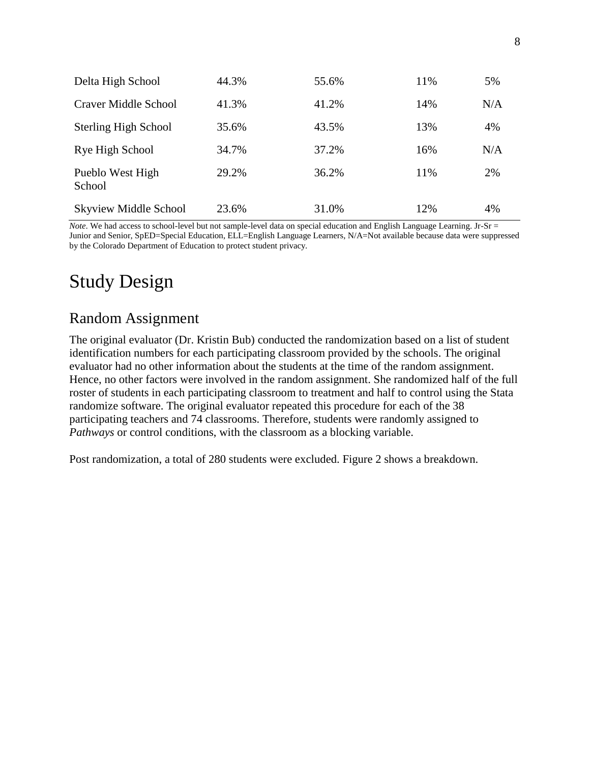| | | | | |
|---|---|---|---|---|
| Delta High School | 44.3% | 55.6% | 11% | 5% |
| Craver Middle School | 41.3% | 41.2% | 14% | N/A |
| Sterling High School | 35.6% | 43.5% | 13% | 4% |
| Rye High School | 34.7% | 37.2% | 16% | N/A |
| Pueblo West High School | 29.2% | 36.2% | 11% | 2% |
| Skyview Middle School | 23.6% | 31.0% | 12% | 4% |

*Note*. We had access to school-level but not sample-level data on special education and English Language Learning. Jr-Sr = Junior and Senior, SpED=Special Education, ELL=English Language Learners, N/A=Not available because data were suppressed by the Colorado Department of Education to protect student privacy.

# Study Design

## Random Assignment

The original evaluator (Dr. Kristin Bub) conducted the randomization based on a list of student identification numbers for each participating classroom provided by the schools. The original evaluator had no other information about the students at the time of the random assignment. Hence, no other factors were involved in the random assignment. She randomized half of the full roster of students in each participating classroom to treatment and half to control using the Stata randomize software. The original evaluator repeated this procedure for each of the 38 participating teachers and 74 classrooms. Therefore, students were randomly assigned to *Pathways* or control conditions, with the classroom as a blocking variable.

Post randomization, a total of 280 students were excluded. Figure 2 shows a breakdown.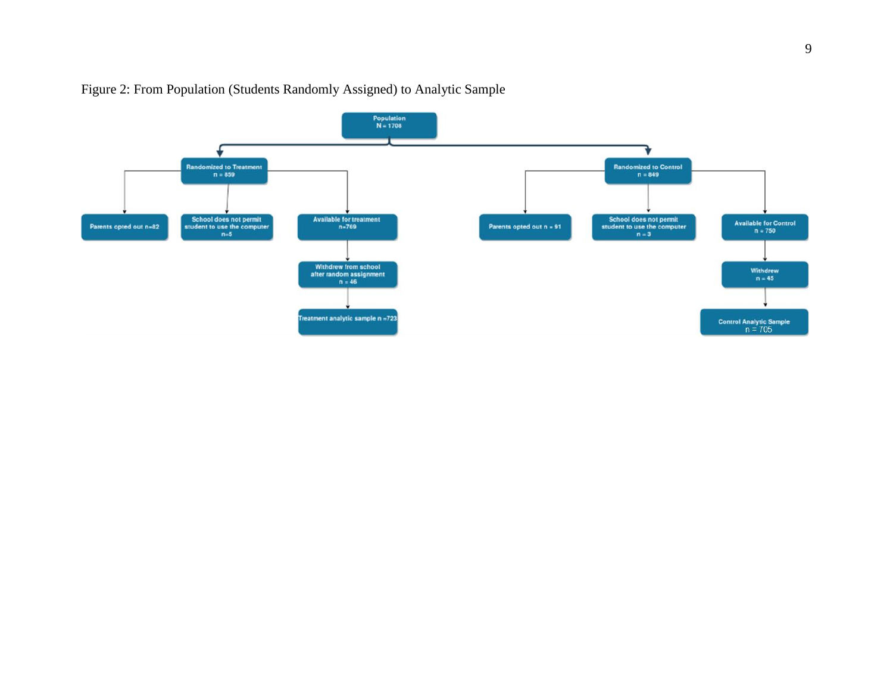Figure 2: From Population (Students Randomly Assigned) to Analytic Sample

Population
N = 1708

Randomized to Treatment
n = 859

Parents opted out n=82

School does not permit student to use the computer
n=5

Available for treatment
n=769

Withdrew from school after random assignment
n = 46

Treatment analytic sample n =723

Randomized to Control
n = 849

Parents opted out n = 91

School does not permit student to use the computer
n = 3

Available for Control
n = 750

Withdrew
n = 45

Control Analytic Sample
n = 705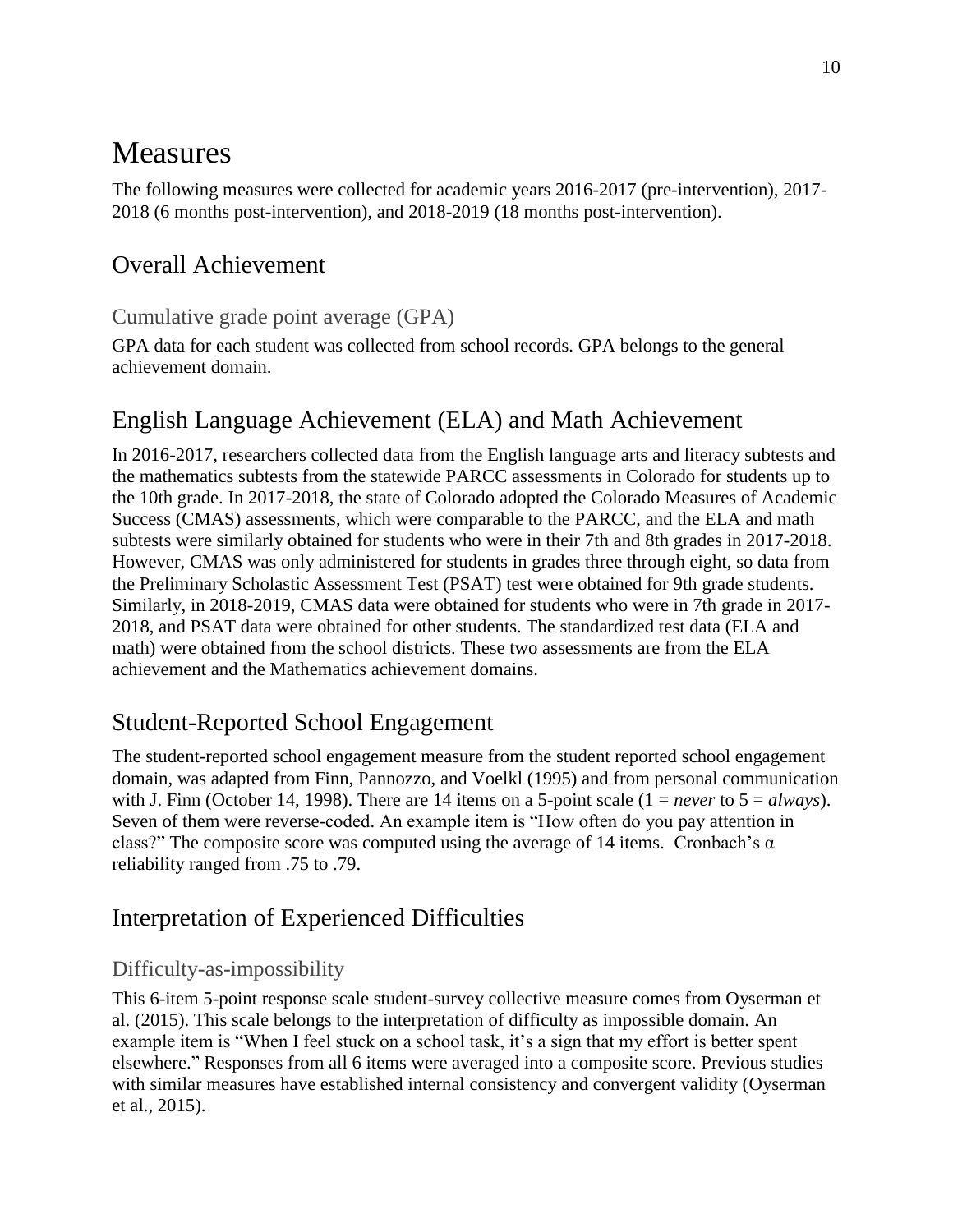# Measures

The following measures were collected for academic years 2016-2017 (pre-intervention), 2017-2018 (6 months post-intervention), and 2018-2019 (18 months post-intervention).

## Overall Achievement

### Cumulative grade point average (GPA)

GPA data for each student was collected from school records. GPA belongs to the general achievement domain.

## English Language Achievement (ELA) and Math Achievement

In 2016-2017, researchers collected data from the English language arts and literacy subtests and the mathematics subtests from the statewide PARCC assessments in Colorado for students up to the 10th grade. In 2017-2018, the state of Colorado adopted the Colorado Measures of Academic Success (CMAS) assessments, which were comparable to the PARCC, and the ELA and math subtests were similarly obtained for students who were in their 7th and 8th grades in 2017-2018. However, CMAS was only administered for students in grades three through eight, so data from the Preliminary Scholastic Assessment Test (PSAT) test were obtained for 9th grade students. Similarly, in 2018-2019, CMAS data were obtained for students who were in 7th grade in 2017-2018, and PSAT data were obtained for other students. The standardized test data (ELA and math) were obtained from the school districts. These two assessments are from the ELA achievement and the Mathematics achievement domains.

## Student-Reported School Engagement

The student-reported school engagement measure from the student reported school engagement domain, was adapted from Finn, Pannozzo, and Voelkl (1995) and from personal communication with J. Finn (October 14, 1998). There are 14 items on a 5-point scale (1 = *never* to 5 = *always*). Seven of them were reverse-coded. An example item is "How often do you pay attention in class?" The composite score was computed using the average of 14 items. Cronbach's α reliability ranged from .75 to .79.

## Interpretation of Experienced Difficulties

### Difficulty-as-impossibility

This 6-item 5-point response scale student-survey collective measure comes from Oyserman et al. (2015). This scale belongs to the interpretation of difficulty as impossible domain. An example item is "When I feel stuck on a school task, it's a sign that my effort is better spent elsewhere." Responses from all 6 items were averaged into a composite score. Previous studies with similar measures have established internal consistency and convergent validity (Oyserman et al., 2015).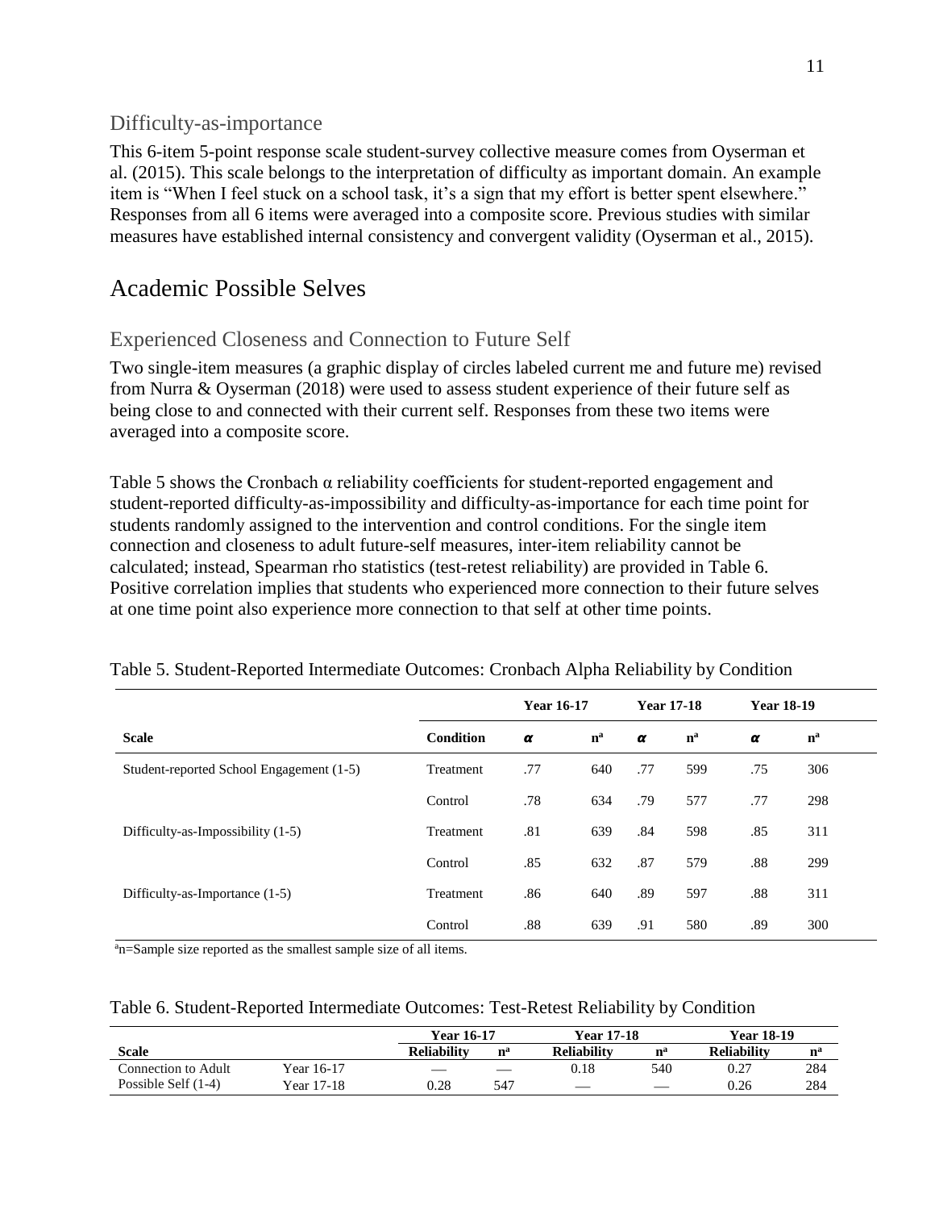### Difficulty-as-importance

This 6-item 5-point response scale student-survey collective measure comes from Oyserman et al. (2015). This scale belongs to the interpretation of difficulty as important domain. An example item is "When I feel stuck on a school task, it's a sign that my effort is better spent elsewhere." Responses from all 6 items were averaged into a composite score. Previous studies with similar measures have established internal consistency and convergent validity (Oyserman et al., 2015).

## Academic Possible Selves

### Experienced Closeness and Connection to Future Self

Two single-item measures (a graphic display of circles labeled current me and future me) revised from Nurra & Oyserman (2018) were used to assess student experience of their future self as being close to and connected with their current self. Responses from these two items were averaged into a composite score.

Table 5 shows the Cronbach α reliability coefficients for student-reported engagement and student-reported difficulty-as-impossibility and difficulty-as-importance for each time point for students randomly assigned to the intervention and control conditions. For the single item connection and closeness to adult future-self measures, inter-item reliability cannot be calculated; instead, Spearman rho statistics (test-retest reliability) are provided in Table 6. Positive correlation implies that students who experienced more connection to their future selves at one time point also experience more connection to that self at other time points.

Table 5. Student-Reported Intermediate Outcomes: Cronbach Alpha Reliability by Condition

| | | Year 16-17 | | Year 17-18 | | Year 18-19 | |
|---|---|---|---|---|---|---|---|
| **Scale** | **Condition** | **α** | **n[a]** | **α** | **n[a]** | **α** | **n[a]** |
| Student-reported School Engagement (1-5) | Treatment | .77 | 640 | .77 | 599 | .75 | 306 |
| | Control | .78 | 634 | .79 | 577 | .77 | 298 |
| Difficulty-as-Impossibility (1-5) | Treatment | .81 | 639 | .84 | 598 | .85 | 311 |
| | Control | .85 | 632 | .87 | 579 | .88 | 299 |
| Difficulty-as-Importance (1-5) | Treatment | .86 | 640 | .89 | 597 | .88 | 311 |
| | Control | .88 | 639 | .91 | 580 | .89 | 300 |

[a]n=Sample size reported as the smallest sample size of all items.

Table 6. Student-Reported Intermediate Outcomes: Test-Retest Reliability by Condition

| | | Year 16-17 | | Year 17-18 | | Year 18-19 | |
|---|---|---|---|---|---|---|---|
| **Scale** | | **Reliability** | **n[a]** | **Reliability** | **n[a]** | **Reliability** | **n[a]** |
| Connection to Adult | Year 16-17 | — | — | 0.18 | 540 | 0.27 | 284 |
| Possible Self (1-4) | Year 17-18 | 0.28 | 547 | — | — | 0.26 | 284 |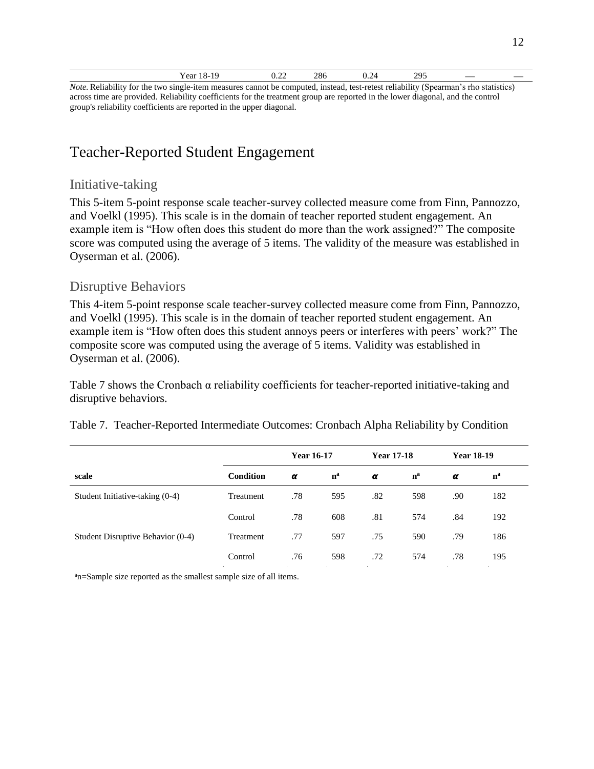| | | | | | | |
|---|---|---|---|---|---|---|
| Year 18-19 | 0.22 | 286 | 0.24 | 295 | — | — |

*Note.* Reliability for the two single-item measures cannot be computed, instead, test-retest reliability (Spearman's rho statistics) across time are provided. Reliability coefficients for the treatment group are reported in the lower diagonal, and the control group's reliability coefficients are reported in the upper diagonal.

# Teacher-Reported Student Engagement

## Initiative-taking

This 5-item 5-point response scale teacher-survey collected measure come from Finn, Pannozzo, and Voelkl (1995). This scale is in the domain of teacher reported student engagement. An example item is "How often does this student do more than the work assigned?" The composite score was computed using the average of 5 items. The validity of the measure was established in Oyserman et al. (2006).

## Disruptive Behaviors

This 4-item 5-point response scale teacher-survey collected measure come from Finn, Pannozzo, and Voelkl (1995). This scale is in the domain of teacher reported student engagement. An example item is "How often does this student annoys peers or interferes with peers' work?" The composite score was computed using the average of 5 items. Validity was established in Oyserman et al. (2006).

Table 7 shows the Cronbach α reliability coefficients for teacher-reported initiative-taking and disruptive behaviors.

Table 7. Teacher-Reported Intermediate Outcomes: Cronbach Alpha Reliability by Condition

| | | Year 16-17 | | Year 17-18 | | Year 18-19 | |
|---|---|---|---|---|---|---|---|
| **scale** | **Condition** | **α** | **n[a]** | **α** | **n[a]** | **α** | **n[a]** |
| Student Initiative-taking (0-4) | Treatment | .78 | 595 | .82 | 598 | .90 | 182 |
| | Control | .78 | 608 | .81 | 574 | .84 | 192 |
| Student Disruptive Behavior (0-4) | Treatment | .77 | 597 | .75 | 590 | .79 | 186 |
| | Control | .76 | 598 | .72 | 574 | .78 | 195 |

[a]n=Sample size reported as the smallest sample size of all items.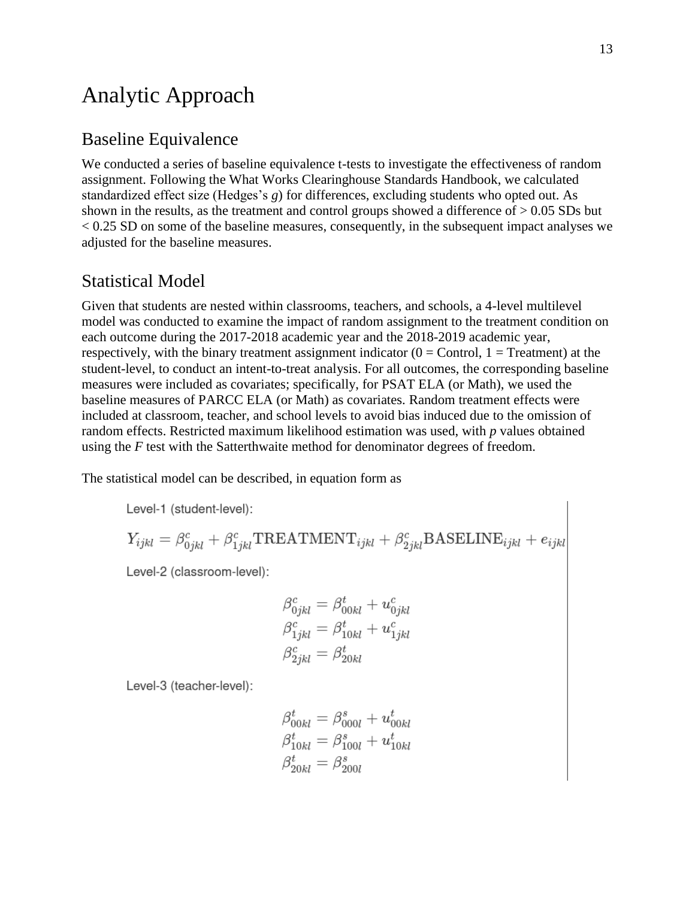# Analytic Approach

## Baseline Equivalence

We conducted a series of baseline equivalence t-tests to investigate the effectiveness of random assignment. Following the What Works Clearinghouse Standards Handbook, we calculated standardized effect size (Hedges's *g*) for differences, excluding students who opted out. As shown in the results, as the treatment and control groups showed a difference of > 0.05 SDs but < 0.25 SD on some of the baseline measures, consequently, in the subsequent impact analyses we adjusted for the baseline measures.

## Statistical Model

Given that students are nested within classrooms, teachers, and schools, a 4-level multilevel model was conducted to examine the impact of random assignment to the treatment condition on each outcome during the 2017-2018 academic year and the 2018-2019 academic year, respectively, with the binary treatment assignment indicator (0 = Control, 1 = Treatment) at the student-level, to conduct an intent-to-treat analysis. For all outcomes, the corresponding baseline measures were included as covariates; specifically, for PSAT ELA (or Math), we used the baseline measures of PARCC ELA (or Math) as covariates. Random treatment effects were included at classroom, teacher, and school levels to avoid bias induced due to the omission of random effects. Restricted maximum likelihood estimation was used, with *p* values obtained using the *F* test with the Satterthwaite method for denominator degrees of freedom.

The statistical model can be described, in equation form as

Level-1 (student-level):

$$Y_{ijkl} = \beta^{c}_{0jkl} + \beta^{c}_{1jkl}\text{TREATMENT}_{ijkl} + \beta^{c}_{2jkl}\text{BASELINE}_{ijkl} + e_{ijkl}$$

Level-2 (classroom-level):

$$\beta^{c}_{0jkl} = \beta^{t}_{00kl} + u^{c}_{0jkl}$$
$$\beta^{c}_{1jkl} = \beta^{t}_{10kl} + u^{c}_{1jkl}$$
$$\beta^{c}_{2jkl} = \beta^{t}_{20kl}$$

Level-3 (teacher-level):

$$\beta^{t}_{00kl} = \beta^{s}_{000l} + u^{t}_{00kl}$$
$$\beta^{t}_{10kl} = \beta^{s}_{100l} + u^{t}_{10kl}$$
$$\beta^{t}_{20kl} = \beta^{s}_{200l}$$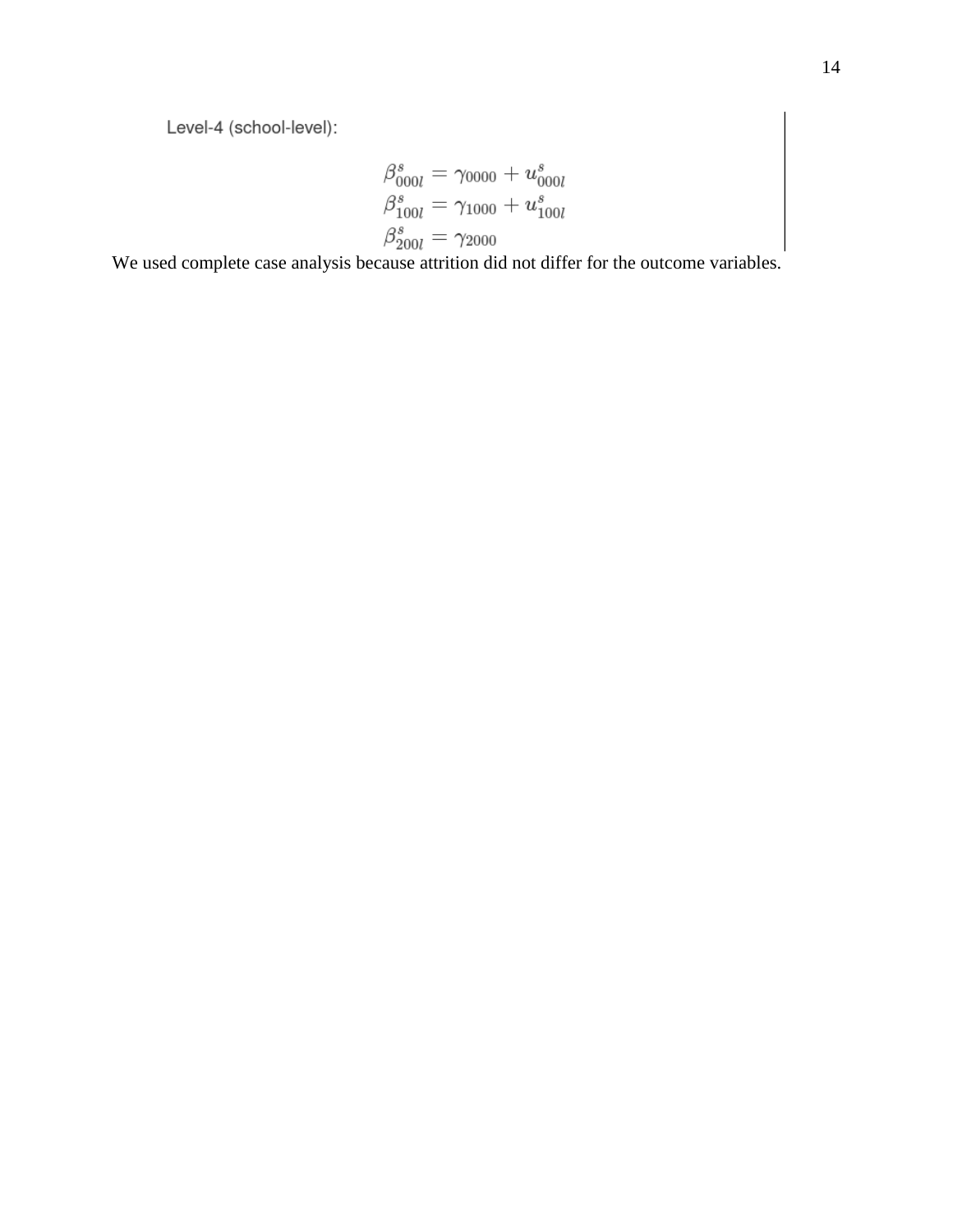Level-4 (school-level):

$$
\begin{aligned}
\beta^s_{000l} &= \gamma_{0000} + u^s_{000l} \\
\beta^s_{100l} &= \gamma_{1000} + u^s_{100l} \\
\beta^s_{200l} &= \gamma_{2000}
\end{aligned}
$$

We used complete case analysis because attrition did not differ for the outcome variables.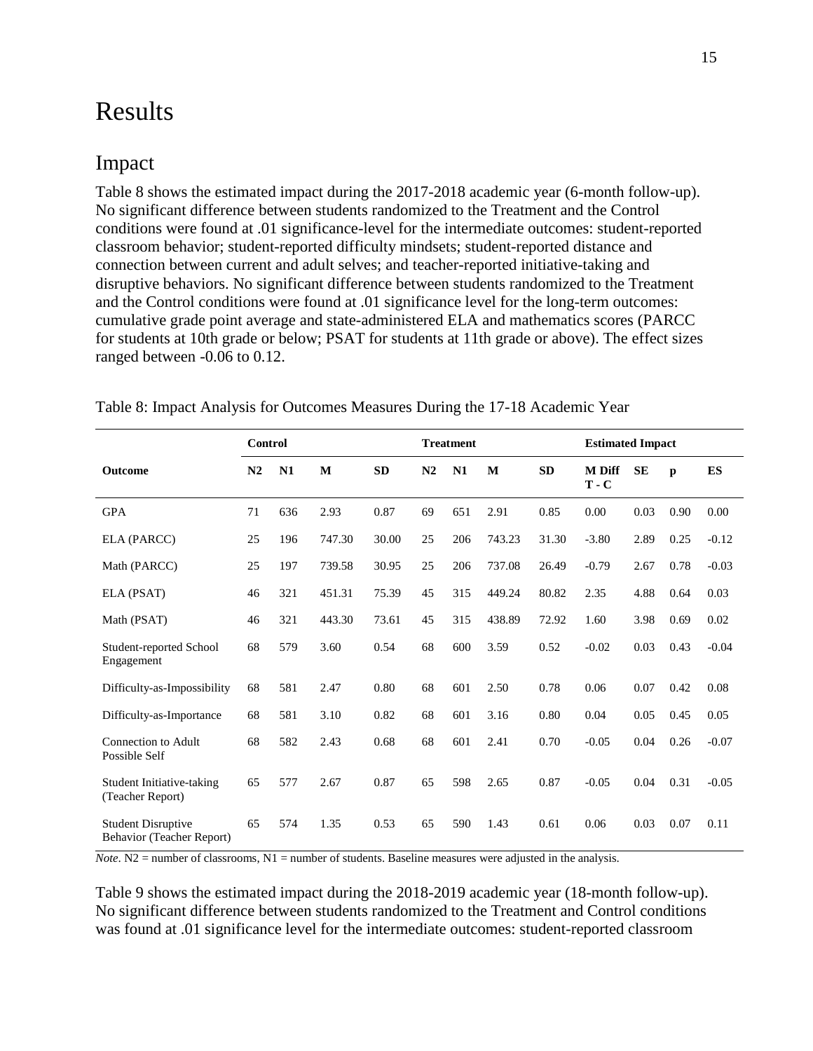# Results

## Impact

Table 8 shows the estimated impact during the 2017-2018 academic year (6-month follow-up). No significant difference between students randomized to the Treatment and the Control conditions were found at .01 significance-level for the intermediate outcomes: student-reported classroom behavior; student-reported difficulty mindsets; student-reported distance and connection between current and adult selves; and teacher-reported initiative-taking and disruptive behaviors. No significant difference between students randomized to the Treatment and the Control conditions were found at .01 significance level for the long-term outcomes: cumulative grade point average and state-administered ELA and mathematics scores (PARCC for students at 10th grade or below; PSAT for students at 11th grade or above). The effect sizes ranged between -0.06 to 0.12.

Table 8: Impact Analysis for Outcomes Measures During the 17-18 Academic Year

| | **Control** | | | | **Treatment** | | | | **Estimated Impact** | | | |
|---|---|---|---|---|---|---|---|---|---|---|---|---|
| **Outcome** | **N2** | **N1** | **M** | **SD** | **N2** | **N1** | **M** | **SD** | **M Diff T - C** | **SE** | **p** | **ES** |
| GPA | 71 | 636 | 2.93 | 0.87 | 69 | 651 | 2.91 | 0.85 | 0.00 | 0.03 | 0.90 | 0.00 |
| ELA (PARCC) | 25 | 196 | 747.30 | 30.00 | 25 | 206 | 743.23 | 31.30 | -3.80 | 2.89 | 0.25 | -0.12 |
| Math (PARCC) | 25 | 197 | 739.58 | 30.95 | 25 | 206 | 737.08 | 26.49 | -0.79 | 2.67 | 0.78 | -0.03 |
| ELA (PSAT) | 46 | 321 | 451.31 | 75.39 | 45 | 315 | 449.24 | 80.82 | 2.35 | 4.88 | 0.64 | 0.03 |
| Math (PSAT) | 46 | 321 | 443.30 | 73.61 | 45 | 315 | 438.89 | 72.92 | 1.60 | 3.98 | 0.69 | 0.02 |
| Student-reported School Engagement | 68 | 579 | 3.60 | 0.54 | 68 | 600 | 3.59 | 0.52 | -0.02 | 0.03 | 0.43 | -0.04 |
| Difficulty-as-Impossibility | 68 | 581 | 2.47 | 0.80 | 68 | 601 | 2.50 | 0.78 | 0.06 | 0.07 | 0.42 | 0.08 |
| Difficulty-as-Importance | 68 | 581 | 3.10 | 0.82 | 68 | 601 | 3.16 | 0.80 | 0.04 | 0.05 | 0.45 | 0.05 |
| Connection to Adult Possible Self | 68 | 582 | 2.43 | 0.68 | 68 | 601 | 2.41 | 0.70 | -0.05 | 0.04 | 0.26 | -0.07 |
| Student Initiative-taking (Teacher Report) | 65 | 577 | 2.67 | 0.87 | 65 | 598 | 2.65 | 0.87 | -0.05 | 0.04 | 0.31 | -0.05 |
| Student Disruptive Behavior (Teacher Report) | 65 | 574 | 1.35 | 0.53 | 65 | 590 | 1.43 | 0.61 | 0.06 | 0.03 | 0.07 | 0.11 |

*Note*. N2 = number of classrooms, N1 = number of students. Baseline measures were adjusted in the analysis.

Table 9 shows the estimated impact during the 2018-2019 academic year (18-month follow-up). No significant difference between students randomized to the Treatment and Control conditions was found at .01 significance level for the intermediate outcomes: student-reported classroom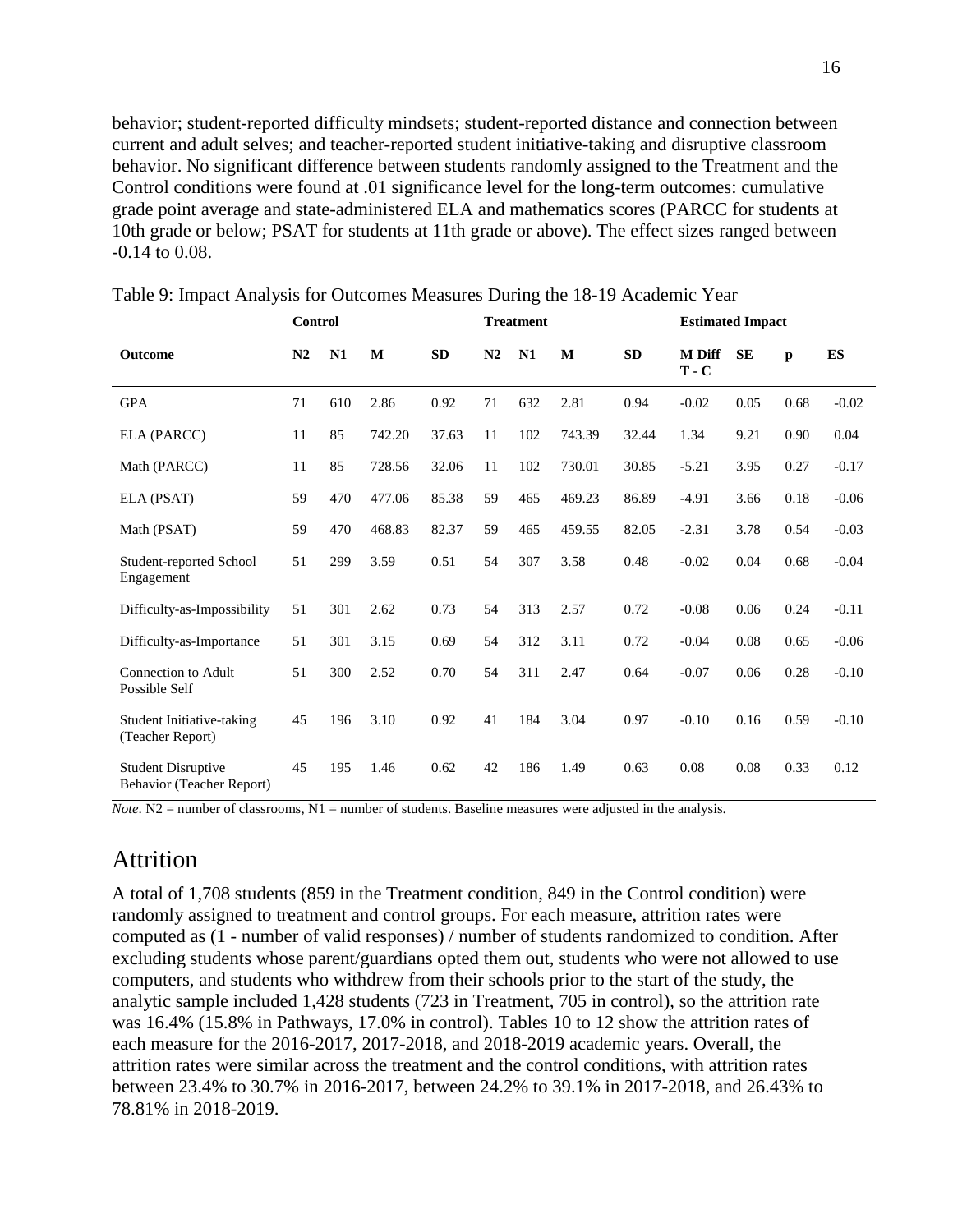behavior; student-reported difficulty mindsets; student-reported distance and connection between current and adult selves; and teacher-reported student initiative-taking and disruptive classroom behavior. No significant difference between students randomly assigned to the Treatment and the Control conditions were found at .01 significance level for the long-term outcomes: cumulative grade point average and state-administered ELA and mathematics scores (PARCC for students at 10th grade or below; PSAT for students at 11th grade or above). The effect sizes ranged between -0.14 to 0.08.

Table 9: Impact Analysis for Outcomes Measures During the 18-19 Academic Year

| | Control | | | | Treatment | | | | Estimated Impact | | | |
|---|---|---|---|---|---|---|---|---|---|---|---|---|
| **Outcome** | **N2** | **N1** | **M** | **SD** | **N2** | **N1** | **M** | **SD** | **M Diff T - C** | **SE** | **p** | **ES** |
| GPA | 71 | 610 | 2.86 | 0.92 | 71 | 632 | 2.81 | 0.94 | -0.02 | 0.05 | 0.68 | -0.02 |
| ELA (PARCC) | 11 | 85 | 742.20 | 37.63 | 11 | 102 | 743.39 | 32.44 | 1.34 | 9.21 | 0.90 | 0.04 |
| Math (PARCC) | 11 | 85 | 728.56 | 32.06 | 11 | 102 | 730.01 | 30.85 | -5.21 | 3.95 | 0.27 | -0.17 |
| ELA (PSAT) | 59 | 470 | 477.06 | 85.38 | 59 | 465 | 469.23 | 86.89 | -4.91 | 3.66 | 0.18 | -0.06 |
| Math (PSAT) | 59 | 470 | 468.83 | 82.37 | 59 | 465 | 459.55 | 82.05 | -2.31 | 3.78 | 0.54 | -0.03 |
| Student-reported School Engagement | 51 | 299 | 3.59 | 0.51 | 54 | 307 | 3.58 | 0.48 | -0.02 | 0.04 | 0.68 | -0.04 |
| Difficulty-as-Impossibility | 51 | 301 | 2.62 | 0.73 | 54 | 313 | 2.57 | 0.72 | -0.08 | 0.06 | 0.24 | -0.11 |
| Difficulty-as-Importance | 51 | 301 | 3.15 | 0.69 | 54 | 312 | 3.11 | 0.72 | -0.04 | 0.08 | 0.65 | -0.06 |
| Connection to Adult Possible Self | 51 | 300 | 2.52 | 0.70 | 54 | 311 | 2.47 | 0.64 | -0.07 | 0.06 | 0.28 | -0.10 |
| Student Initiative-taking (Teacher Report) | 45 | 196 | 3.10 | 0.92 | 41 | 184 | 3.04 | 0.97 | -0.10 | 0.16 | 0.59 | -0.10 |
| Student Disruptive Behavior (Teacher Report) | 45 | 195 | 1.46 | 0.62 | 42 | 186 | 1.49 | 0.63 | 0.08 | 0.08 | 0.33 | 0.12 |

*Note*. N2 = number of classrooms, N1 = number of students. Baseline measures were adjusted in the analysis.

# Attrition

A total of 1,708 students (859 in the Treatment condition, 849 in the Control condition) were randomly assigned to treatment and control groups. For each measure, attrition rates were computed as (1 - number of valid responses) / number of students randomized to condition. After excluding students whose parent/guardians opted them out, students who were not allowed to use computers, and students who withdrew from their schools prior to the start of the study, the analytic sample included 1,428 students (723 in Treatment, 705 in control), so the attrition rate was 16.4% (15.8% in Pathways, 17.0% in control). Tables 10 to 12 show the attrition rates of each measure for the 2016-2017, 2017-2018, and 2018-2019 academic years. Overall, the attrition rates were similar across the treatment and the control conditions, with attrition rates between 23.4% to 30.7% in 2016-2017, between 24.2% to 39.1% in 2017-2018, and 26.43% to 78.81% in 2018-2019.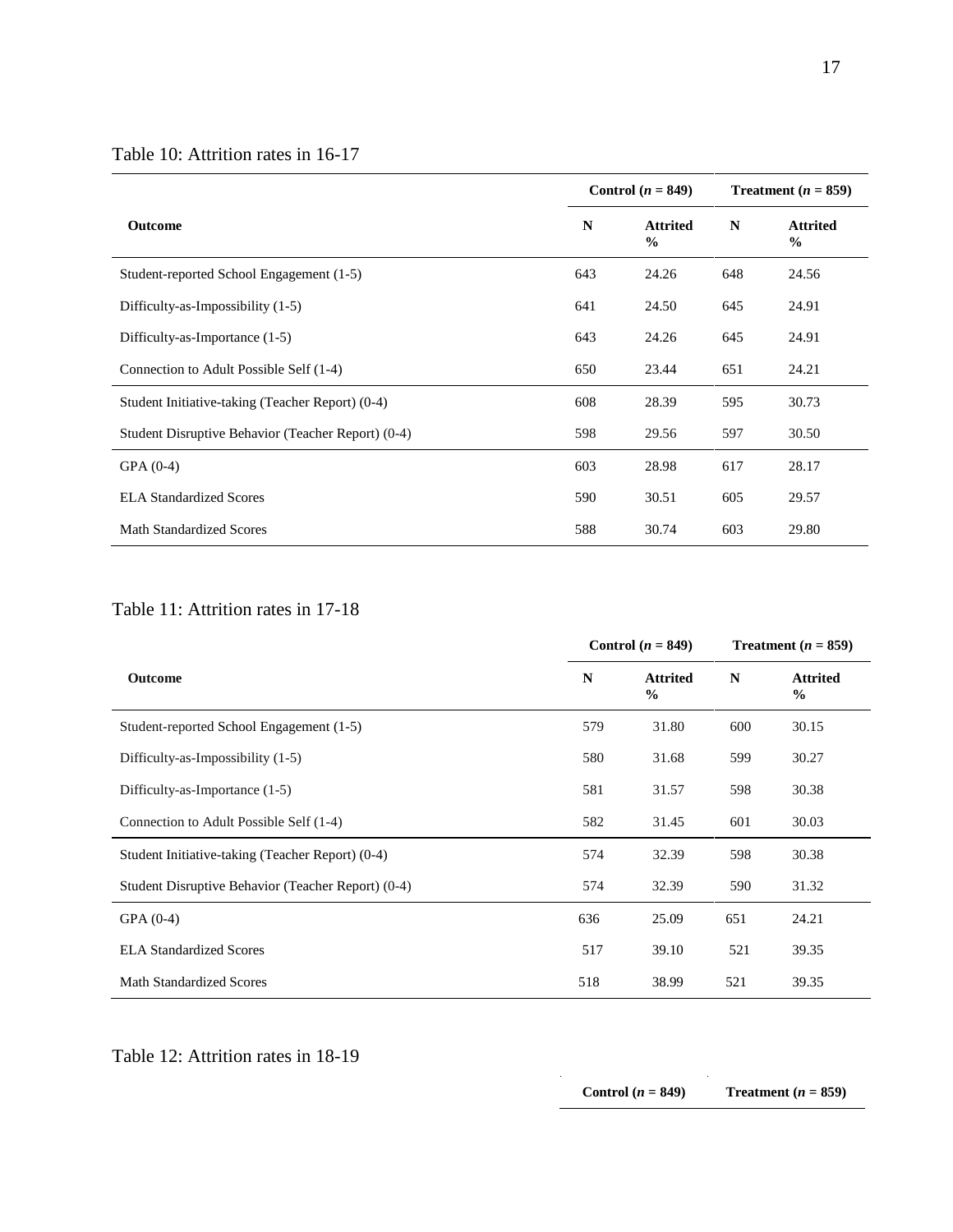Table 10: Attrition rates in 16-17

| | Control ($n$ = 849) | | Treatment ($n$ = 859) | |
|---|---|---|---|---|
| **Outcome** | **N** | **Attrited %** | **N** | **Attrited %** |
| Student-reported School Engagement (1-5) | 643 | 24.26 | 648 | 24.56 |
| Difficulty-as-Impossibility (1-5) | 641 | 24.50 | 645 | 24.91 |
| Difficulty-as-Importance (1-5) | 643 | 24.26 | 645 | 24.91 |
| Connection to Adult Possible Self (1-4) | 650 | 23.44 | 651 | 24.21 |
| Student Initiative-taking (Teacher Report) (0-4) | 608 | 28.39 | 595 | 30.73 |
| Student Disruptive Behavior (Teacher Report) (0-4) | 598 | 29.56 | 597 | 30.50 |
| GPA (0-4) | 603 | 28.98 | 617 | 28.17 |
| ELA Standardized Scores | 590 | 30.51 | 605 | 29.57 |
| Math Standardized Scores | 588 | 30.74 | 603 | 29.80 |

Table 11: Attrition rates in 17-18

| | Control ($n$ = 849) | | Treatment ($n$ = 859) | |
|---|---|---|---|---|
| **Outcome** | **N** | **Attrited %** | **N** | **Attrited %** |
| Student-reported School Engagement (1-5) | 579 | 31.80 | 600 | 30.15 |
| Difficulty-as-Impossibility (1-5) | 580 | 31.68 | 599 | 30.27 |
| Difficulty-as-Importance (1-5) | 581 | 31.57 | 598 | 30.38 |
| Connection to Adult Possible Self (1-4) | 582 | 31.45 | 601 | 30.03 |
| Student Initiative-taking (Teacher Report) (0-4) | 574 | 32.39 | 598 | 30.38 |
| Student Disruptive Behavior (Teacher Report) (0-4) | 574 | 32.39 | 590 | 31.32 |
| GPA (0-4) | 636 | 25.09 | 651 | 24.21 |
| ELA Standardized Scores | 517 | 39.10 | 521 | 39.35 |
| Math Standardized Scores | 518 | 38.99 | 521 | 39.35 |

Table 12: Attrition rates in 18-19

| | Control ($n$ = 849) | Treatment ($n$ = 859) |
|---|---|---|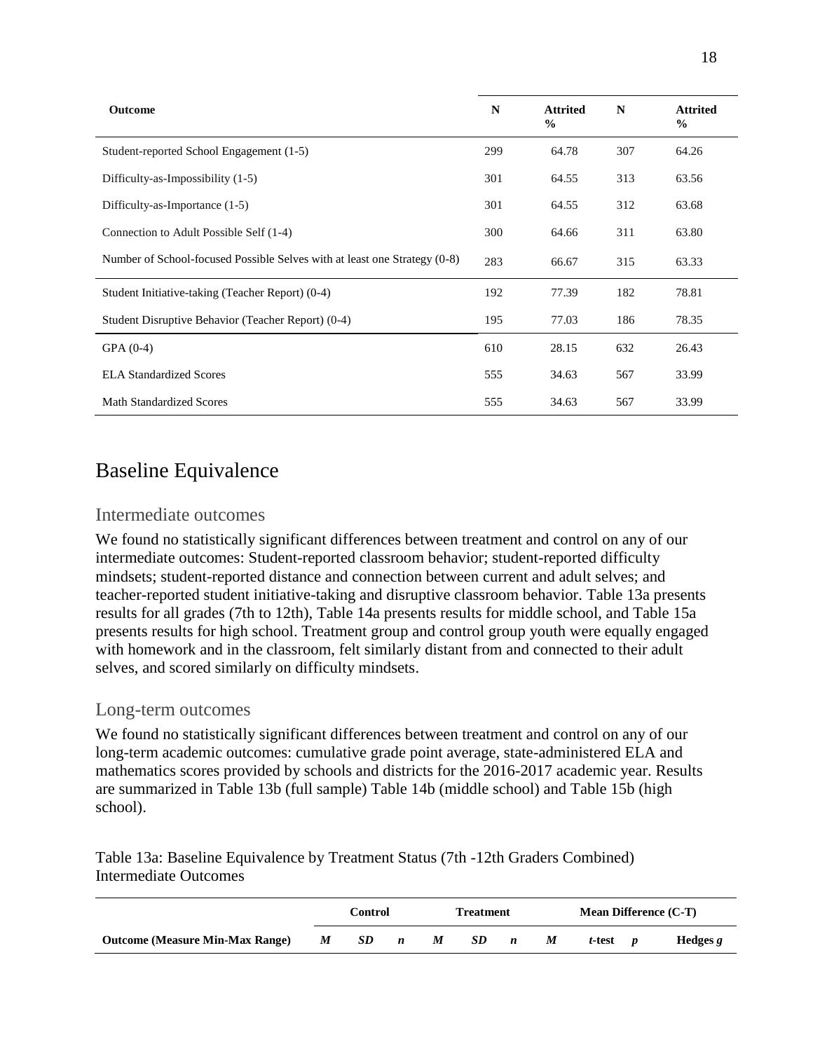| Outcome | N | Attrited % | N | Attrited % |
|---|---|---|---|---|
| Student-reported School Engagement (1-5) | 299 | 64.78 | 307 | 64.26 |
| Difficulty-as-Impossibility (1-5) | 301 | 64.55 | 313 | 63.56 |
| Difficulty-as-Importance (1-5) | 301 | 64.55 | 312 | 63.68 |
| Connection to Adult Possible Self (1-4) | 300 | 64.66 | 311 | 63.80 |
| Number of School-focused Possible Selves with at least one Strategy (0-8) | 283 | 66.67 | 315 | 63.33 |
| Student Initiative-taking (Teacher Report) (0-4) | 192 | 77.39 | 182 | 78.81 |
| Student Disruptive Behavior (Teacher Report) (0-4) | 195 | 77.03 | 186 | 78.35 |
| GPA (0-4) | 610 | 28.15 | 632 | 26.43 |
| ELA Standardized Scores | 555 | 34.63 | 567 | 33.99 |
| Math Standardized Scores | 555 | 34.63 | 567 | 33.99 |

# Baseline Equivalence

## Intermediate outcomes

We found no statistically significant differences between treatment and control on any of our intermediate outcomes: Student-reported classroom behavior; student-reported difficulty mindsets; student-reported distance and connection between current and adult selves; and teacher-reported student initiative-taking and disruptive classroom behavior. Table 13a presents results for all grades (7th to 12th), Table 14a presents results for middle school, and Table 15a presents results for high school. Treatment group and control group youth were equally engaged with homework and in the classroom, felt similarly distant from and connected to their adult selves, and scored similarly on difficulty mindsets.

## Long-term outcomes

We found no statistically significant differences between treatment and control on any of our long-term academic outcomes: cumulative grade point average, state-administered ELA and mathematics scores provided by schools and districts for the 2016-2017 academic year. Results are summarized in Table 13b (full sample) Table 14b (middle school) and Table 15b (high school).

Table 13a: Baseline Equivalence by Treatment Status (7th -12th Graders Combined) Intermediate Outcomes

| | Control | | | Treatment | | | Mean Difference (C-T) | | | |
|---|---|---|---|---|---|---|---|---|---|---|
| **Outcome (Measure Min-Max Range)** | ***M*** | ***SD*** | ***n*** | ***M*** | ***SD*** | ***n*** | ***M*** | ***t*-test** | ***p*** | **Hedges *g*** |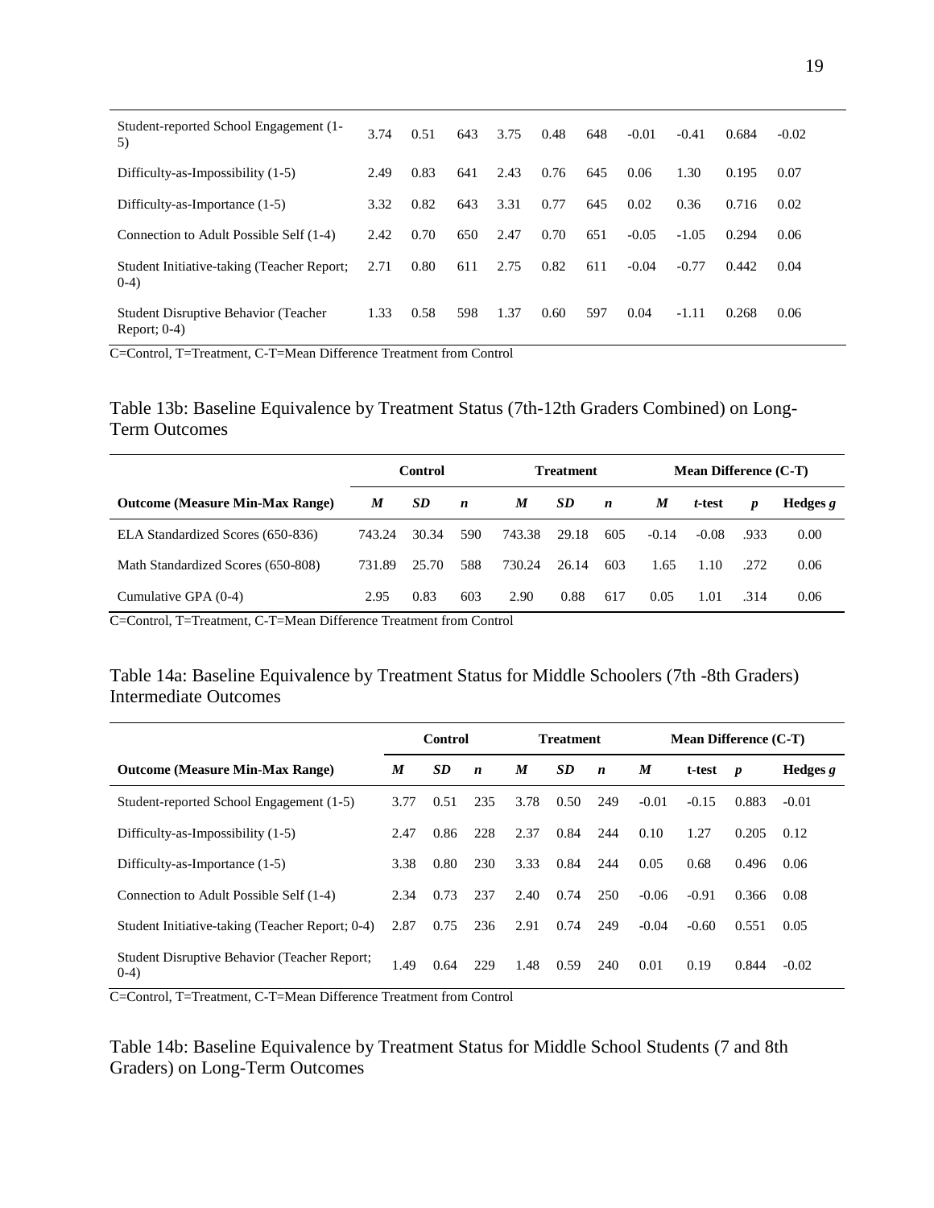| | | | | | | | | | | |
|---|---|---|---|---|---|---|---|---|---|---|
| Student-reported School Engagement (1-5) | 3.74 | 0.51 | 643 | 3.75 | 0.48 | 648 | -0.01 | -0.41 | 0.684 | -0.02 |
| Difficulty-as-Impossibility (1-5) | 2.49 | 0.83 | 641 | 2.43 | 0.76 | 645 | 0.06 | 1.30 | 0.195 | 0.07 |
| Difficulty-as-Importance (1-5) | 3.32 | 0.82 | 643 | 3.31 | 0.77 | 645 | 0.02 | 0.36 | 0.716 | 0.02 |
| Connection to Adult Possible Self (1-4) | 2.42 | 0.70 | 650 | 2.47 | 0.70 | 651 | -0.05 | -1.05 | 0.294 | 0.06 |
| Student Initiative-taking (Teacher Report; 0-4) | 2.71 | 0.80 | 611 | 2.75 | 0.82 | 611 | -0.04 | -0.77 | 0.442 | 0.04 |
| Student Disruptive Behavior (Teacher Report; 0-4) | 1.33 | 0.58 | 598 | 1.37 | 0.60 | 597 | 0.04 | -1.11 | 0.268 | 0.06 |

C=Control, T=Treatment, C-T=Mean Difference Treatment from Control

Table 13b: Baseline Equivalence by Treatment Status (7th-12th Graders Combined) on Long-Term Outcomes

| | Control | | | Treatment | | | Mean Difference (C-T) | | | |
|---|---|---|---|---|---|---|---|---|---|---|
| **Outcome (Measure Min-Max Range)** | ***M*** | ***SD*** | ***n*** | ***M*** | ***SD*** | ***n*** | ***M*** | ***t*-test** | ***p*** | **Hedges *g*** |
| ELA Standardized Scores (650-836) | 743.24 | 30.34 | 590 | 743.38 | 29.18 | 605 | -0.14 | -0.08 | .933 | 0.00 |
| Math Standardized Scores (650-808) | 731.89 | 25.70 | 588 | 730.24 | 26.14 | 603 | 1.65 | 1.10 | .272 | 0.06 |
| Cumulative GPA (0-4) | 2.95 | 0.83 | 603 | 2.90 | 0.88 | 617 | 0.05 | 1.01 | .314 | 0.06 |

C=Control, T=Treatment, C-T=Mean Difference Treatment from Control

Table 14a: Baseline Equivalence by Treatment Status for Middle Schoolers (7th -8th Graders) Intermediate Outcomes

| | Control | | | Treatment | | | Mean Difference (C-T) | | | |
|---|---|---|---|---|---|---|---|---|---|---|
| **Outcome (Measure Min-Max Range)** | ***M*** | ***SD*** | ***n*** | ***M*** | ***SD*** | ***n*** | ***M*** | **t-test** | ***p*** | **Hedges *g*** |
| Student-reported School Engagement (1-5) | 3.77 | 0.51 | 235 | 3.78 | 0.50 | 249 | -0.01 | -0.15 | 0.883 | -0.01 |
| Difficulty-as-Impossibility (1-5) | 2.47 | 0.86 | 228 | 2.37 | 0.84 | 244 | 0.10 | 1.27 | 0.205 | 0.12 |
| Difficulty-as-Importance (1-5) | 3.38 | 0.80 | 230 | 3.33 | 0.84 | 244 | 0.05 | 0.68 | 0.496 | 0.06 |
| Connection to Adult Possible Self (1-4) | 2.34 | 0.73 | 237 | 2.40 | 0.74 | 250 | -0.06 | -0.91 | 0.366 | 0.08 |
| Student Initiative-taking (Teacher Report; 0-4) | 2.87 | 0.75 | 236 | 2.91 | 0.74 | 249 | -0.04 | -0.60 | 0.551 | 0.05 |
| Student Disruptive Behavior (Teacher Report; 0-4) | 1.49 | 0.64 | 229 | 1.48 | 0.59 | 240 | 0.01 | 0.19 | 0.844 | -0.02 |

C=Control, T=Treatment, C-T=Mean Difference Treatment from Control

Table 14b: Baseline Equivalence by Treatment Status for Middle School Students (7 and 8th Graders) on Long-Term Outcomes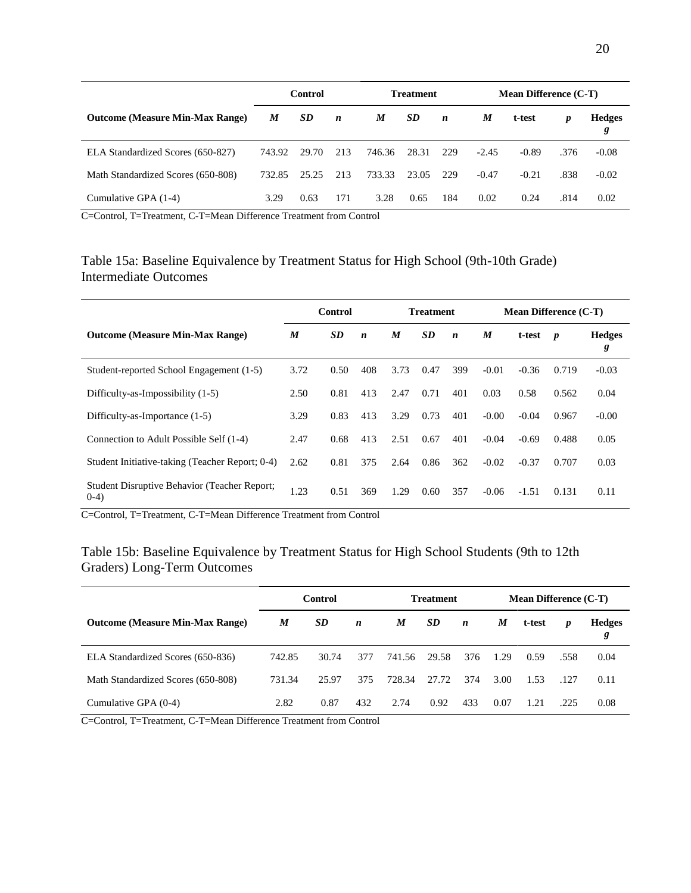| | Control | | | Treatment | | | Mean Difference (C-T) | | | |
|---|---|---|---|---|---|---|---|---|---|---|
| **Outcome (Measure Min-Max Range)** | ***M*** | ***SD*** | ***n*** | ***M*** | ***SD*** | ***n*** | ***M*** | **t-test** | ***p*** | **Hedges *g*** |
| ELA Standardized Scores (650-827) | 743.92 | 29.70 | 213 | 746.36 | 28.31 | 229 | -2.45 | -0.89 | .376 | -0.08 |
| Math Standardized Scores (650-808) | 732.85 | 25.25 | 213 | 733.33 | 23.05 | 229 | -0.47 | -0.21 | .838 | -0.02 |
| Cumulative GPA (1-4) | 3.29 | 0.63 | 171 | 3.28 | 0.65 | 184 | 0.02 | 0.24 | .814 | 0.02 |

C=Control, T=Treatment, C-T=Mean Difference Treatment from Control

## Table 15a: Baseline Equivalence by Treatment Status for High School (9th-10th Grade) Intermediate Outcomes

| | Control | | | Treatment | | | Mean Difference (C-T) | | | |
|---|---|---|---|---|---|---|---|---|---|---|
| **Outcome (Measure Min-Max Range)** | ***M*** | ***SD*** | ***n*** | ***M*** | ***SD*** | ***n*** | ***M*** | **t-test** | ***p*** | **Hedges *g*** |
| Student-reported School Engagement (1-5) | 3.72 | 0.50 | 408 | 3.73 | 0.47 | 399 | -0.01 | -0.36 | 0.719 | -0.03 |
| Difficulty-as-Impossibility (1-5) | 2.50 | 0.81 | 413 | 2.47 | 0.71 | 401 | 0.03 | 0.58 | 0.562 | 0.04 |
| Difficulty-as-Importance (1-5) | 3.29 | 0.83 | 413 | 3.29 | 0.73 | 401 | -0.00 | -0.04 | 0.967 | -0.00 |
| Connection to Adult Possible Self (1-4) | 2.47 | 0.68 | 413 | 2.51 | 0.67 | 401 | -0.04 | -0.69 | 0.488 | 0.05 |
| Student Initiative-taking (Teacher Report; 0-4) | 2.62 | 0.81 | 375 | 2.64 | 0.86 | 362 | -0.02 | -0.37 | 0.707 | 0.03 |
| Student Disruptive Behavior (Teacher Report; 0-4) | 1.23 | 0.51 | 369 | 1.29 | 0.60 | 357 | -0.06 | -1.51 | 0.131 | 0.11 |

C=Control, T=Treatment, C-T=Mean Difference Treatment from Control

## Table 15b: Baseline Equivalence by Treatment Status for High School Students (9th to 12th Graders) Long-Term Outcomes

| | Control | | | Treatment | | | Mean Difference (C-T) | | | |
|---|---|---|---|---|---|---|---|---|---|---|
| **Outcome (Measure Min-Max Range)** | ***M*** | ***SD*** | ***n*** | ***M*** | ***SD*** | ***n*** | ***M*** | **t-test** | ***p*** | **Hedges *g*** |
| ELA Standardized Scores (650-836) | 742.85 | 30.74 | 377 | 741.56 | 29.58 | 376 | 1.29 | 0.59 | .558 | 0.04 |
| Math Standardized Scores (650-808) | 731.34 | 25.97 | 375 | 728.34 | 27.72 | 374 | 3.00 | 1.53 | .127 | 0.11 |
| Cumulative GPA (0-4) | 2.82 | 0.87 | 432 | 2.74 | 0.92 | 433 | 0.07 | 1.21 | .225 | 0.08 |

C=Control, T=Treatment, C-T=Mean Difference Treatment from Control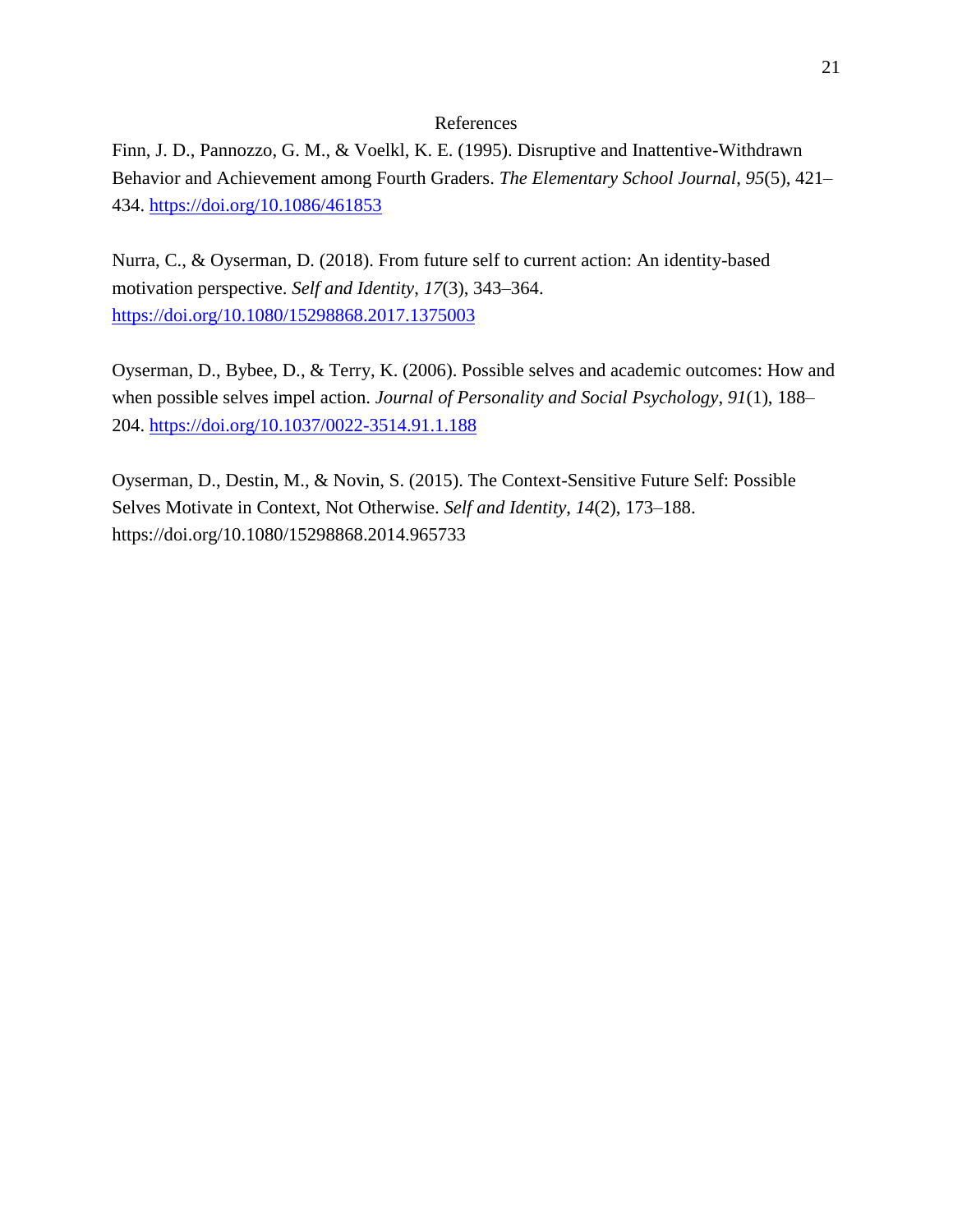# References

Finn, J. D., Pannozzo, G. M., & Voelkl, K. E. (1995). Disruptive and Inattentive-Withdrawn Behavior and Achievement among Fourth Graders. *The Elementary School Journal*, *95*(5), 421–434. https://doi.org/10.1086/461853

Nurra, C., & Oyserman, D. (2018). From future self to current action: An identity-based motivation perspective. *Self and Identity*, *17*(3), 343–364. https://doi.org/10.1080/15298868.2017.1375003

Oyserman, D., Bybee, D., & Terry, K. (2006). Possible selves and academic outcomes: How and when possible selves impel action. *Journal of Personality and Social Psychology*, *91*(1), 188–204. https://doi.org/10.1037/0022-3514.91.1.188

Oyserman, D., Destin, M., & Novin, S. (2015). The Context-Sensitive Future Self: Possible Selves Motivate in Context, Not Otherwise. *Self and Identity*, *14*(2), 173–188. https://doi.org/10.1080/15298868.2014.965733